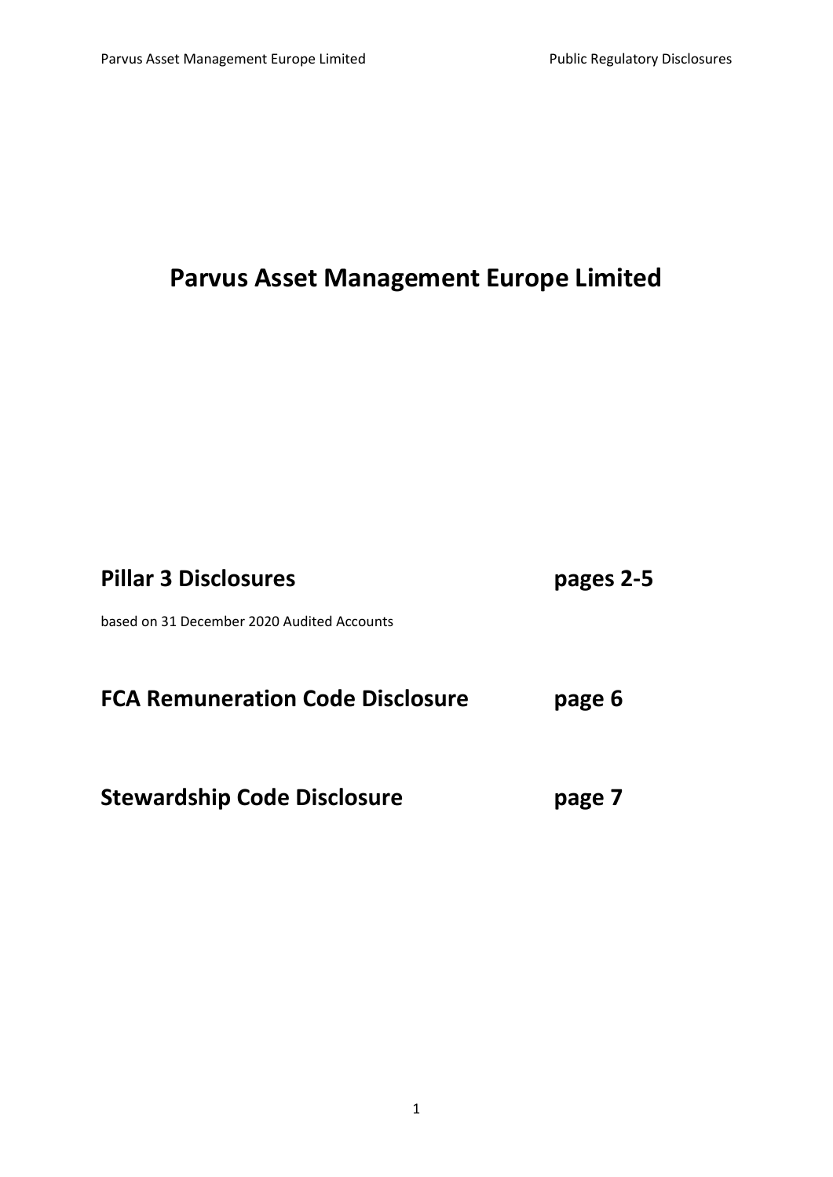# Parvus Asset Management Europe Limited

## Pillar 3 Disclosures pages 2-5

based on 31 December 2020 Audited Accounts

## FCA Remuneration Code Disclosure page 6

## Stewardship Code Disclosure page 7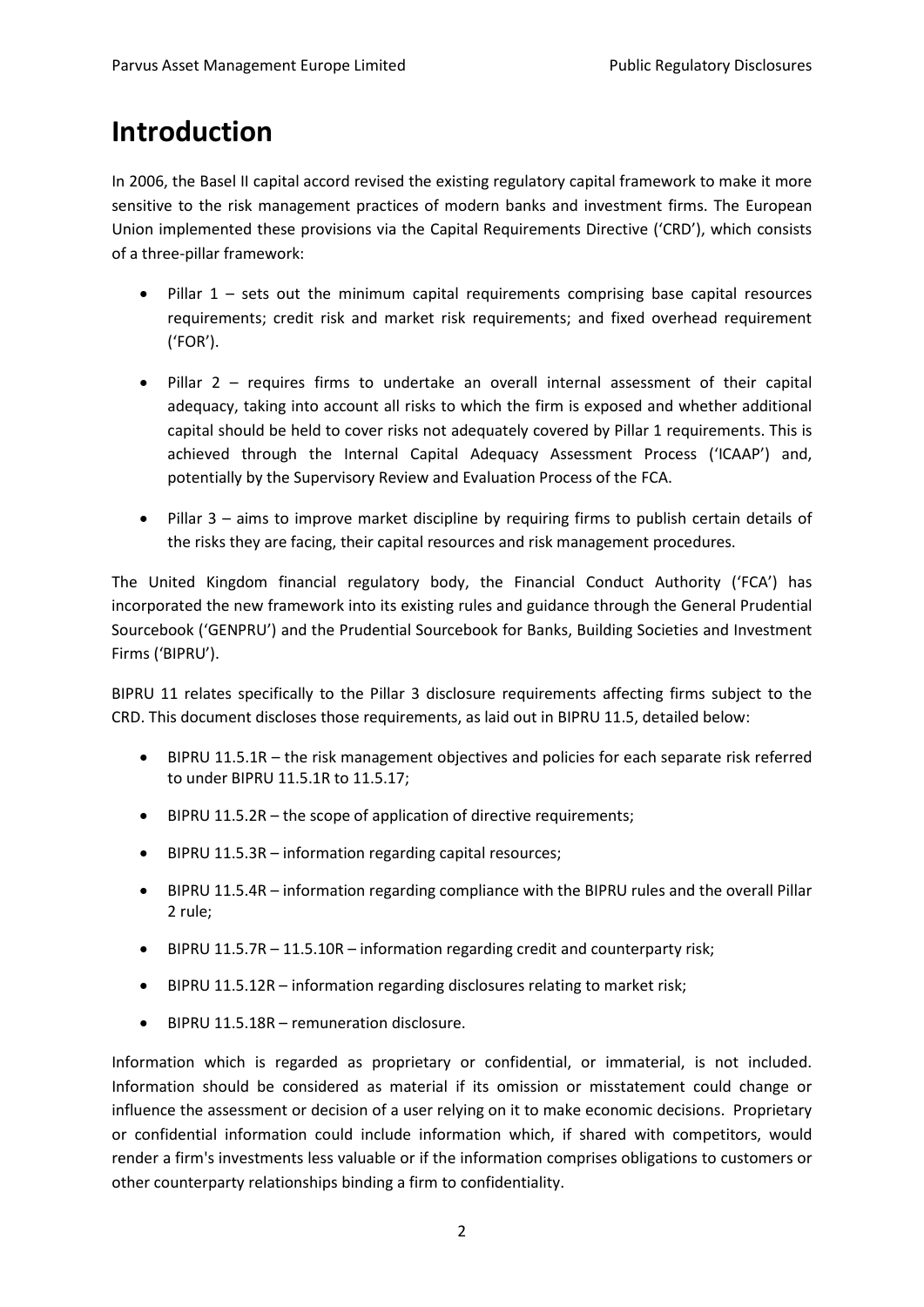# Introduction

In 2006, the Basel II capital accord revised the existing regulatory capital framework to make it more sensitive to the risk management practices of modern banks and investment firms. The European Union implemented these provisions via the Capital Requirements Directive ('CRD'), which consists of a three-pillar framework:

- Pillar 1 – sets out the minimum capital requirements comprising base capital resources requirements; credit risk and market risk requirements; and fixed overhead requirement ('FOR').
- Pillar 2 – requires firms to undertake an overall internal assessment of their capital adequacy, taking into account all risks to which the firm is exposed and whether additional capital should be held to cover risks not adequately covered by Pillar 1 requirements. This is achieved through the Internal Capital Adequacy Assessment Process ('ICAAP') and, potentially by the Supervisory Review and Evaluation Process of the FCA.
- Pillar 3 – aims to improve market discipline by requiring firms to publish certain details of the risks they are facing, their capital resources and risk management procedures.

The United Kingdom financial regulatory body, the Financial Conduct Authority ('FCA') has incorporated the new framework into its existing rules and guidance through the General Prudential Sourcebook ('GENPRU') and the Prudential Sourcebook for Banks, Building Societies and Investment Firms ('BIPRU').

BIPRU 11 relates specifically to the Pillar 3 disclosure requirements affecting firms subject to the CRD. This document discloses those requirements, as laid out in BIPRU 11.5, detailed below:

- BIPRU 11.5.1R – the risk management objectives and policies for each separate risk referred to under BIPRU 11.5.1R to 11.5.17;
- BIPRU 11.5.2R – the scope of application of directive requirements;
- BIPRU 11.5.3R – information regarding capital resources;
- BIPRU 11.5.4R – information regarding compliance with the BIPRU rules and the overall Pillar 2 rule;
- BIPRU 11.5.7R – 11.5.10R – information regarding credit and counterparty risk;
- BIPRU 11.5.12R – information regarding disclosures relating to market risk;
- BIPRU 11.5.18R – remuneration disclosure.

Information which is regarded as proprietary or confidential, or immaterial, is not included. Information should be considered as material if its omission or misstatement could change or influence the assessment or decision of a user relying on it to make economic decisions. Proprietary or confidential information could include information which, if shared with competitors, would render a firm's investments less valuable or if the information comprises obligations to customers or other counterparty relationships binding a firm to confidentiality.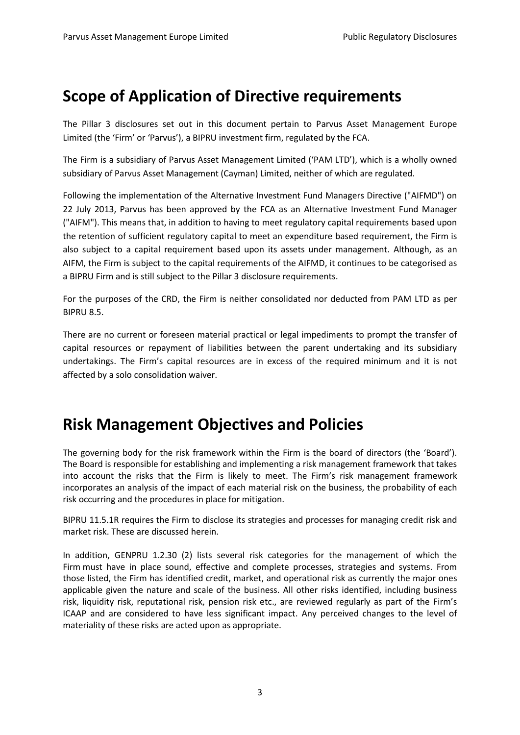# Scope of Application of Directive requirements

The Pillar 3 disclosures set out in this document pertain to Parvus Asset Management Europe Limited (the 'Firm' or 'Parvus'), a BIPRU investment firm, regulated by the FCA.

The Firm is a subsidiary of Parvus Asset Management Limited ('PAM LTD'), which is a wholly owned subsidiary of Parvus Asset Management (Cayman) Limited, neither of which are regulated.

Following the implementation of the Alternative Investment Fund Managers Directive ("AIFMD") on 22 July 2013, Parvus has been approved by the FCA as an Alternative Investment Fund Manager ("AIFM"). This means that, in addition to having to meet regulatory capital requirements based upon the retention of sufficient regulatory capital to meet an expenditure based requirement, the Firm is also subject to a capital requirement based upon its assets under management. Although, as an AIFM, the Firm is subject to the capital requirements of the AIFMD, it continues to be categorised as a BIPRU Firm and is still subject to the Pillar 3 disclosure requirements.

For the purposes of the CRD, the Firm is neither consolidated nor deducted from PAM LTD as per BIPRU 8.5.

There are no current or foreseen material practical or legal impediments to prompt the transfer of capital resources or repayment of liabilities between the parent undertaking and its subsidiary undertakings. The Firm's capital resources are in excess of the required minimum and it is not affected by a solo consolidation waiver.

# Risk Management Objectives and Policies

The governing body for the risk framework within the Firm is the board of directors (the 'Board'). The Board is responsible for establishing and implementing a risk management framework that takes into account the risks that the Firm is likely to meet. The Firm's risk management framework incorporates an analysis of the impact of each material risk on the business, the probability of each risk occurring and the procedures in place for mitigation.

BIPRU 11.5.1R requires the Firm to disclose its strategies and processes for managing credit risk and market risk. These are discussed herein.

In addition, GENPRU 1.2.30 (2) lists several risk categories for the management of which the Firm must have in place sound, effective and complete processes, strategies and systems. From those listed, the Firm has identified credit, market, and operational risk as currently the major ones applicable given the nature and scale of the business. All other risks identified, including business risk, liquidity risk, reputational risk, pension risk etc., are reviewed regularly as part of the Firm's ICAAP and are considered to have less significant impact. Any perceived changes to the level of materiality of these risks are acted upon as appropriate.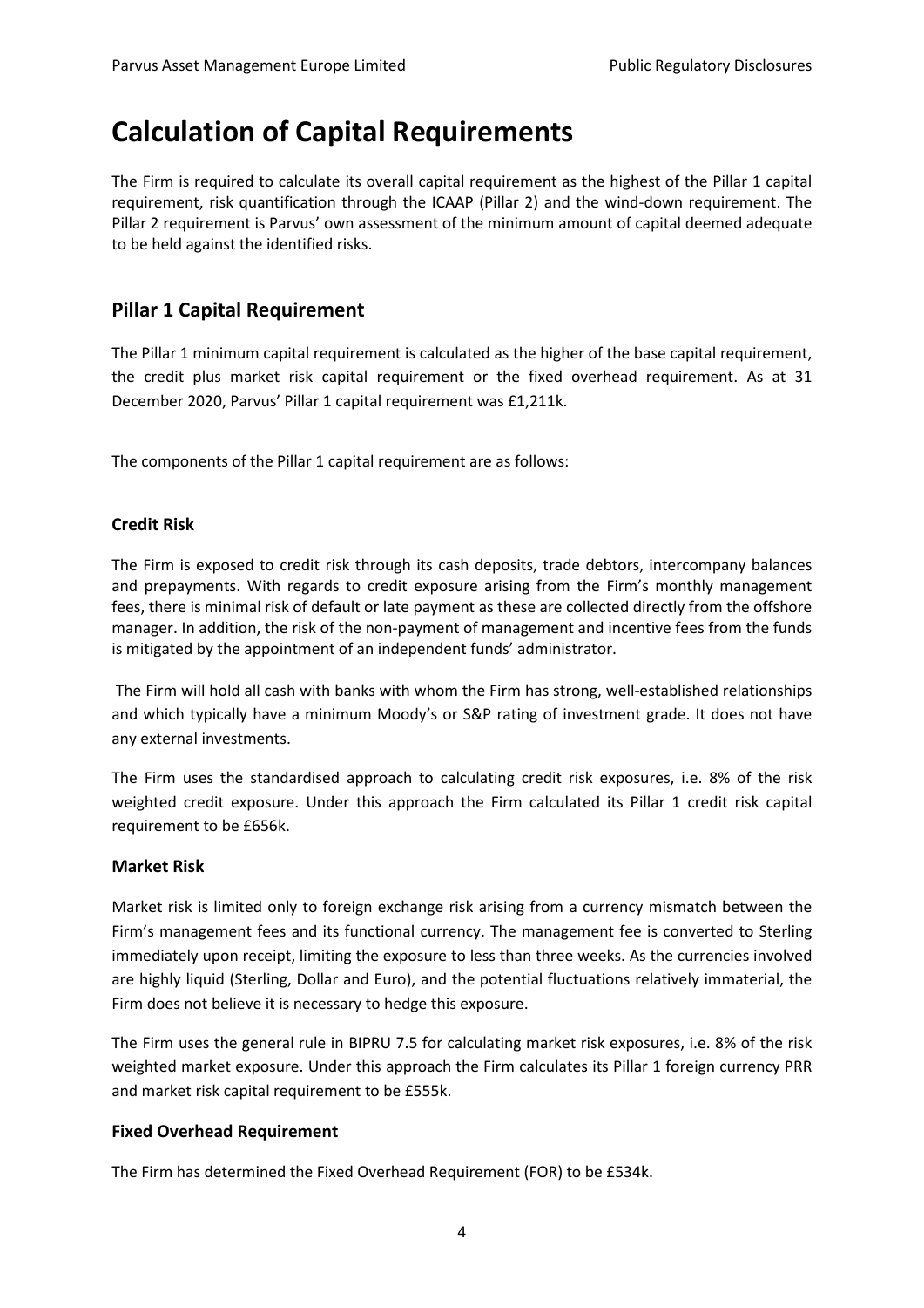# Calculation of Capital Requirements

The Firm is required to calculate its overall capital requirement as the highest of the Pillar 1 capital requirement, risk quantification through the ICAAP (Pillar 2) and the wind-down requirement. The Pillar 2 requirement is Parvus' own assessment of the minimum amount of capital deemed adequate to be held against the identified risks.

## Pillar 1 Capital Requirement

The Pillar 1 minimum capital requirement is calculated as the higher of the base capital requirement, the credit plus market risk capital requirement or the fixed overhead requirement. As at 31 December 2020, Parvus' Pillar 1 capital requirement was £1,211k.

The components of the Pillar 1 capital requirement are as follows:

### Credit Risk

The Firm is exposed to credit risk through its cash deposits, trade debtors, intercompany balances and prepayments. With regards to credit exposure arising from the Firm's monthly management fees, there is minimal risk of default or late payment as these are collected directly from the offshore manager. In addition, the risk of the non-payment of management and incentive fees from the funds is mitigated by the appointment of an independent funds' administrator.

The Firm will hold all cash with banks with whom the Firm has strong, well-established relationships and which typically have a minimum Moody's or S&P rating of investment grade. It does not have any external investments.

The Firm uses the standardised approach to calculating credit risk exposures, i.e. 8% of the risk weighted credit exposure. Under this approach the Firm calculated its Pillar 1 credit risk capital requirement to be £656k.

### Market Risk

Market risk is limited only to foreign exchange risk arising from a currency mismatch between the Firm's management fees and its functional currency. The management fee is converted to Sterling immediately upon receipt, limiting the exposure to less than three weeks. As the currencies involved are highly liquid (Sterling, Dollar and Euro), and the potential fluctuations relatively immaterial, the Firm does not believe it is necessary to hedge this exposure.

The Firm uses the general rule in BIPRU 7.5 for calculating market risk exposures, i.e. 8% of the risk weighted market exposure. Under this approach the Firm calculates its Pillar 1 foreign currency PRR and market risk capital requirement to be £555k.

### Fixed Overhead Requirement

The Firm has determined the Fixed Overhead Requirement (FOR) to be £534k.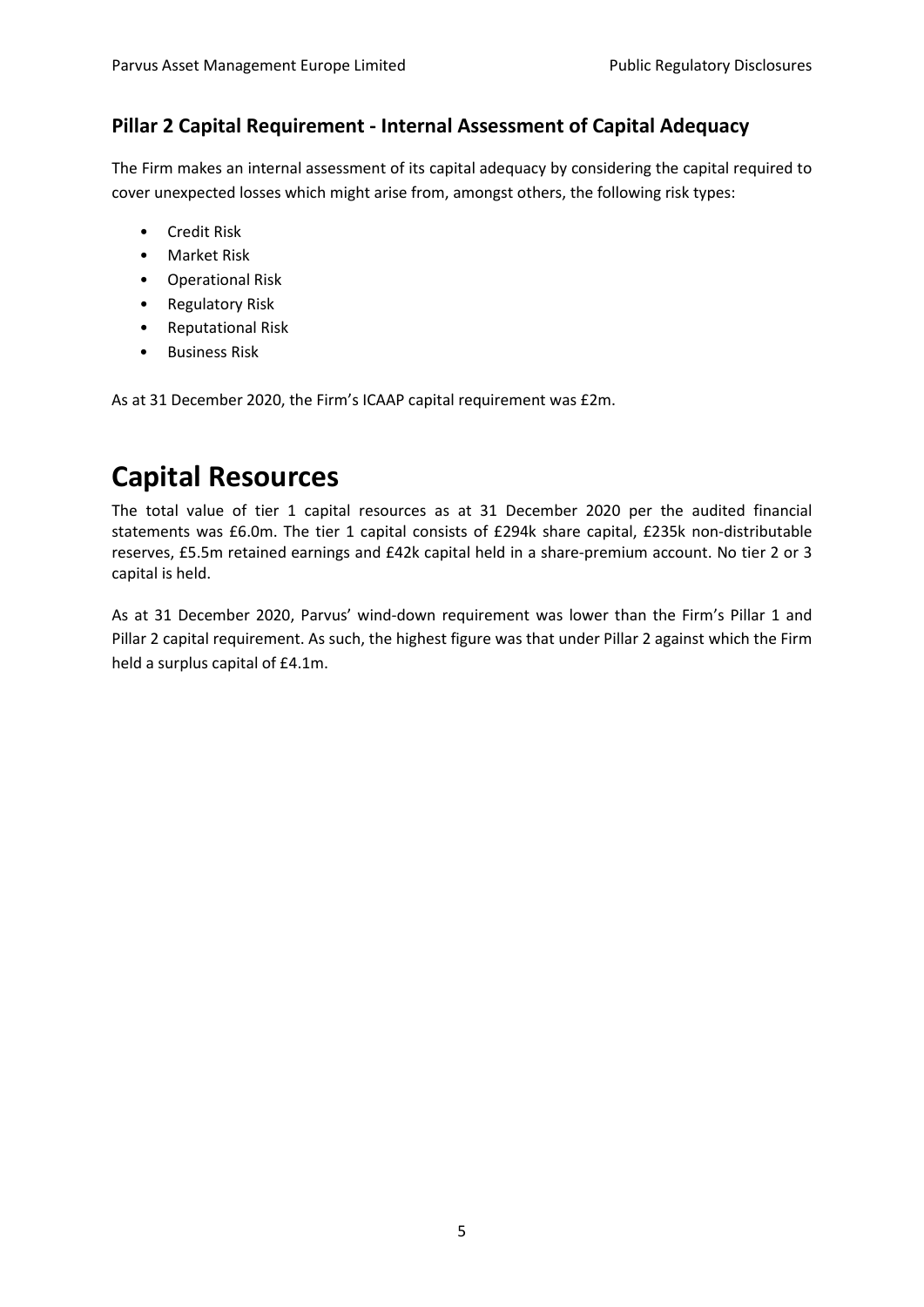### Pillar 2 Capital Requirement - Internal Assessment of Capital Adequacy

The Firm makes an internal assessment of its capital adequacy by considering the capital required to cover unexpected losses which might arise from, amongst others, the following risk types:

- Credit Risk
- Market Risk
- Operational Risk
- Regulatory Risk
- Reputational Risk
- Business Risk

As at 31 December 2020, the Firm's ICAAP capital requirement was £2m.

# Capital Resources

The total value of tier 1 capital resources as at 31 December 2020 per the audited financial statements was £6.0m. The tier 1 capital consists of £294k share capital, £235k non-distributable reserves, £5.5m retained earnings and £42k capital held in a share-premium account. No tier 2 or 3 capital is held.

As at 31 December 2020, Parvus' wind-down requirement was lower than the Firm's Pillar 1 and Pillar 2 capital requirement. As such, the highest figure was that under Pillar 2 against which the Firm held a surplus capital of £4.1m.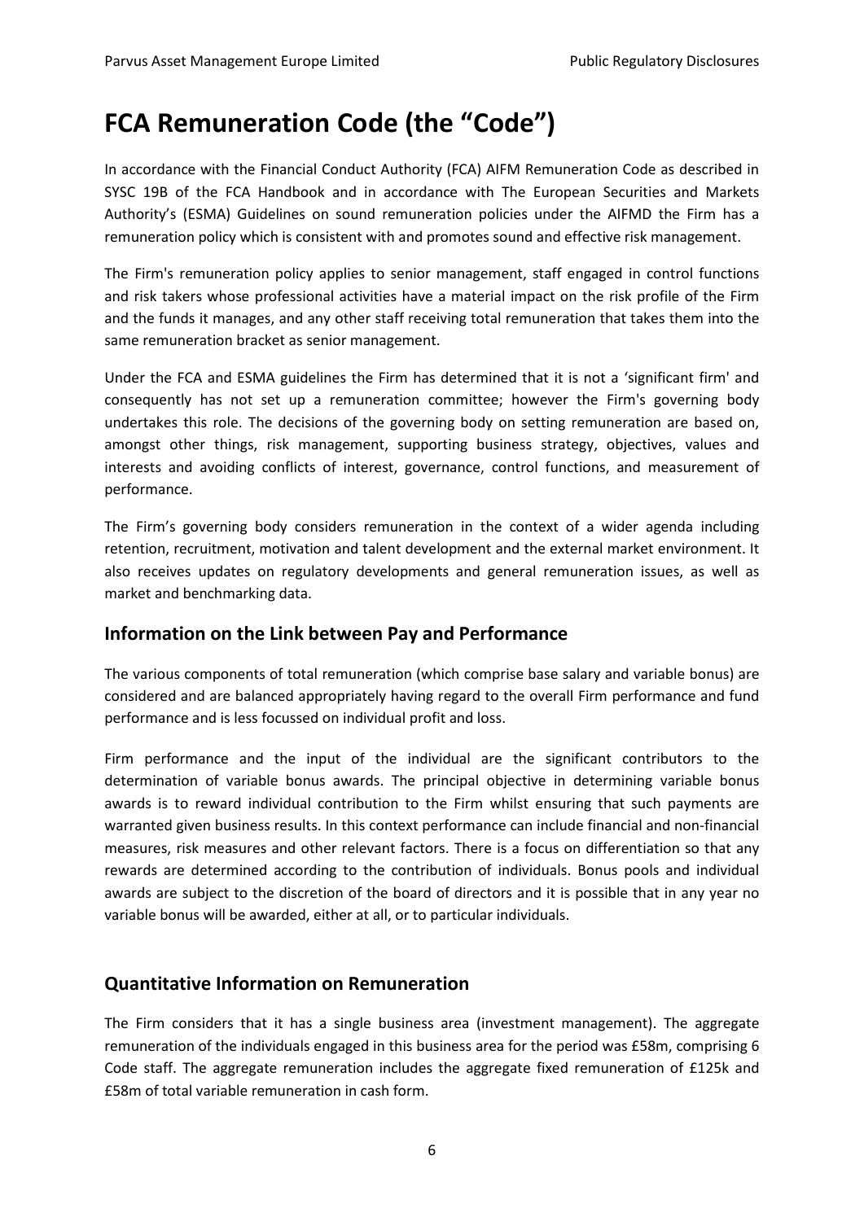# FCA Remuneration Code (the "Code")

In accordance with the Financial Conduct Authority (FCA) AIFM Remuneration Code as described in SYSC 19B of the FCA Handbook and in accordance with The European Securities and Markets Authority's (ESMA) Guidelines on sound remuneration policies under the AIFMD the Firm has a remuneration policy which is consistent with and promotes sound and effective risk management.

The Firm's remuneration policy applies to senior management, staff engaged in control functions and risk takers whose professional activities have a material impact on the risk profile of the Firm and the funds it manages, and any other staff receiving total remuneration that takes them into the same remuneration bracket as senior management.

Under the FCA and ESMA guidelines the Firm has determined that it is not a 'significant firm' and consequently has not set up a remuneration committee; however the Firm's governing body undertakes this role. The decisions of the governing body on setting remuneration are based on, amongst other things, risk management, supporting business strategy, objectives, values and interests and avoiding conflicts of interest, governance, control functions, and measurement of performance.

The Firm's governing body considers remuneration in the context of a wider agenda including retention, recruitment, motivation and talent development and the external market environment. It also receives updates on regulatory developments and general remuneration issues, as well as market and benchmarking data.

## Information on the Link between Pay and Performance

The various components of total remuneration (which comprise base salary and variable bonus) are considered and are balanced appropriately having regard to the overall Firm performance and fund performance and is less focussed on individual profit and loss.

Firm performance and the input of the individual are the significant contributors to the determination of variable bonus awards. The principal objective in determining variable bonus awards is to reward individual contribution to the Firm whilst ensuring that such payments are warranted given business results. In this context performance can include financial and non-financial measures, risk measures and other relevant factors. There is a focus on differentiation so that any rewards are determined according to the contribution of individuals. Bonus pools and individual awards are subject to the discretion of the board of directors and it is possible that in any year no variable bonus will be awarded, either at all, or to particular individuals.

## Quantitative Information on Remuneration

The Firm considers that it has a single business area (investment management). The aggregate remuneration of the individuals engaged in this business area for the period was £58m, comprising 6 Code staff. The aggregate remuneration includes the aggregate fixed remuneration of £125k and £58m of total variable remuneration in cash form.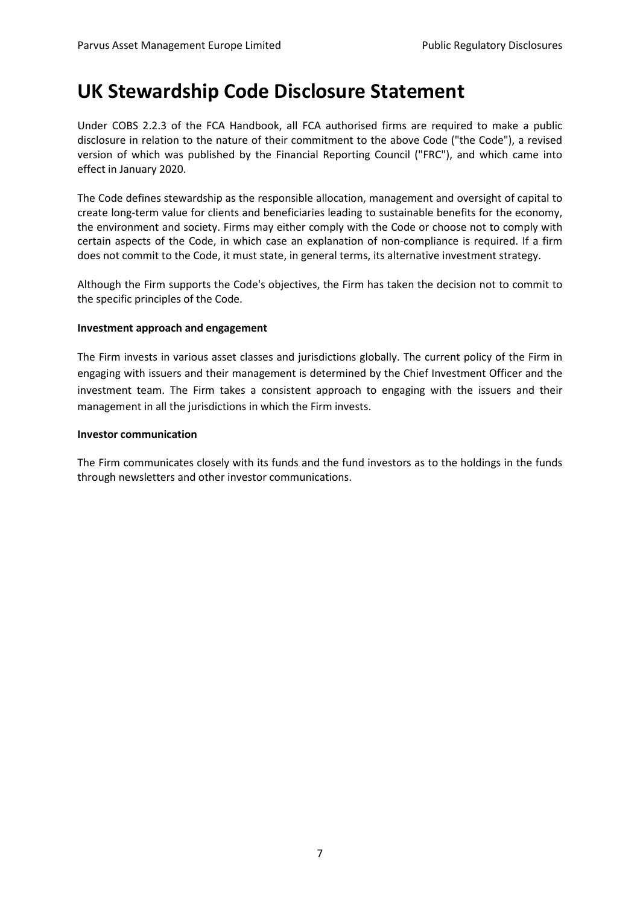# UK Stewardship Code Disclosure Statement

Under COBS 2.2.3 of the FCA Handbook, all FCA authorised firms are required to make a public disclosure in relation to the nature of their commitment to the above Code ("the Code"), a revised version of which was published by the Financial Reporting Council ("FRC"), and which came into effect in January 2020.

The Code defines stewardship as the responsible allocation, management and oversight of capital to create long-term value for clients and beneficiaries leading to sustainable benefits for the economy, the environment and society. Firms may either comply with the Code or choose not to comply with certain aspects of the Code, in which case an explanation of non-compliance is required. If a firm does not commit to the Code, it must state, in general terms, its alternative investment strategy.

Although the Firm supports the Code's objectives, the Firm has taken the decision not to commit to the specific principles of the Code.

**Investment approach and engagement**

The Firm invests in various asset classes and jurisdictions globally. The current policy of the Firm in engaging with issuers and their management is determined by the Chief Investment Officer and the investment team. The Firm takes a consistent approach to engaging with the issuers and their management in all the jurisdictions in which the Firm invests.

**Investor communication**

The Firm communicates closely with its funds and the fund investors as to the holdings in the funds through newsletters and other investor communications.